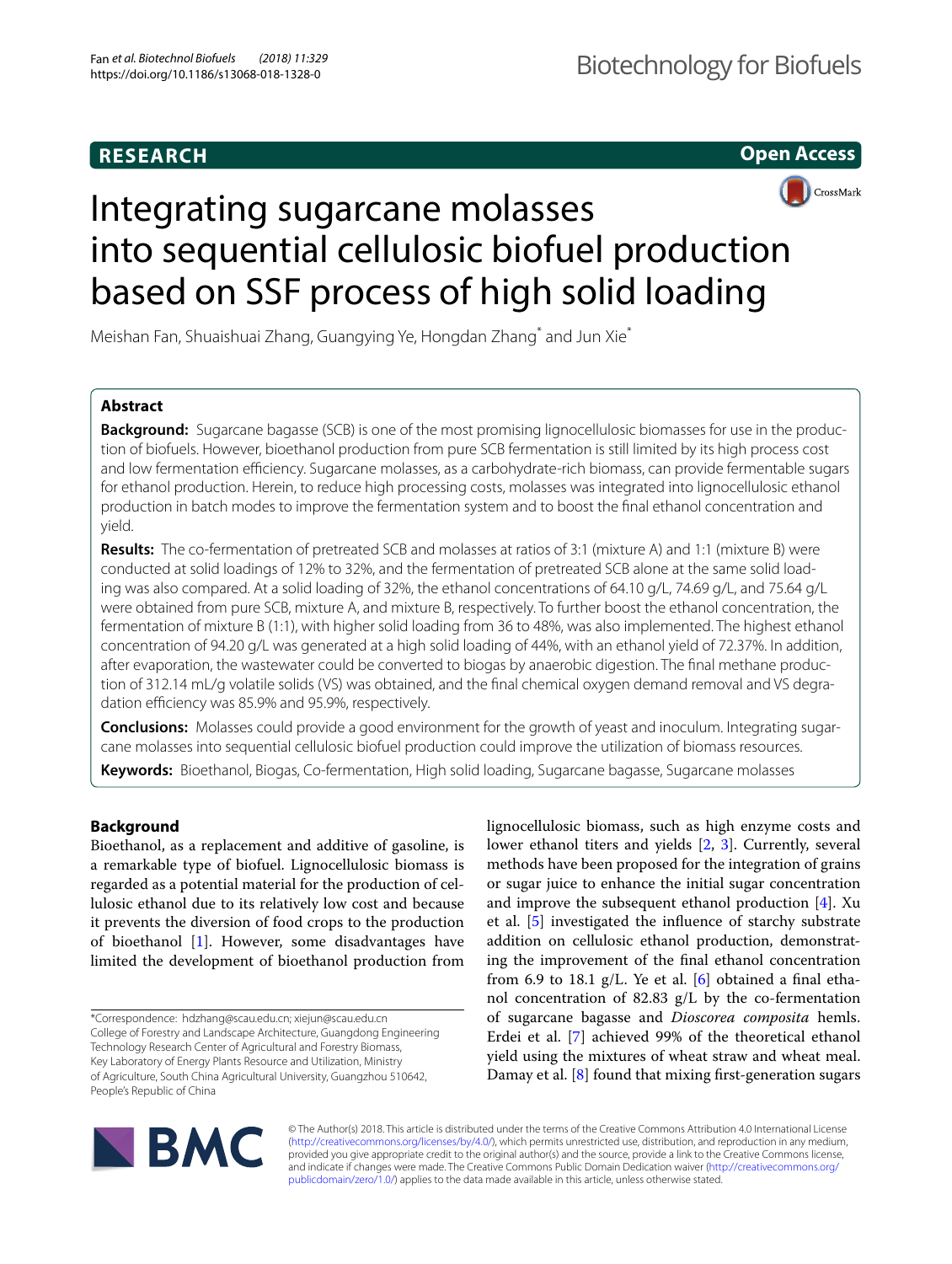**RESEARCH** **Open Access**

# Integrating sugarcane molasses into sequential cellulosic biofuel production based on SSF process of high solid loading

Meishan Fan, Shuaishuai Zhang, Guangying Ye, Hongdan Zhang* and Jun Xie*

## Abstract

**Background:** Sugarcane bagasse (SCB) is one of the most promising lignocellulosic biomasses for use in the production of biofuels. However, bioethanol production from pure SCB fermentation is still limited by its high process cost and low fermentation efficiency. Sugarcane molasses, as a carbohydrate-rich biomass, can provide fermentable sugars for ethanol production. Herein, to reduce high processing costs, molasses was integrated into lignocellulosic ethanol production in batch modes to improve the fermentation system and to boost the final ethanol concentration and yield.

**Results:** The co-fermentation of pretreated SCB and molasses at ratios of 3:1 (mixture A) and 1:1 (mixture B) were conducted at solid loadings of 12% to 32%, and the fermentation of pretreated SCB alone at the same solid loading was also compared. At a solid loading of 32%, the ethanol concentrations of 64.10 g/L, 74.69 g/L, and 75.64 g/L were obtained from pure SCB, mixture A, and mixture B, respectively. To further boost the ethanol concentration, the fermentation of mixture B (1:1), with higher solid loading from 36 to 48%, was also implemented. The highest ethanol concentration of 94.20 g/L was generated at a high solid loading of 44%, with an ethanol yield of 72.37%. In addition, after evaporation, the wastewater could be converted to biogas by anaerobic digestion. The final methane production of 312.14 mL/g volatile solids (VS) was obtained, and the final chemical oxygen demand removal and VS degradation efficiency was 85.9% and 95.9%, respectively.

**Conclusions:** Molasses could provide a good environment for the growth of yeast and inoculum. Integrating sugarcane molasses into sequential cellulosic biofuel production could improve the utilization of biomass resources.

**Keywords:** Bioethanol, Biogas, Co-fermentation, High solid loading, Sugarcane bagasse, Sugarcane molasses

## Background

Bioethanol, as a replacement and additive of gasoline, is a remarkable type of biofuel. Lignocellulosic biomass is regarded as a potential material for the production of cellulosic ethanol due to its relatively low cost and because it prevents the diversion of food crops to the production of bioethanol [1]. However, some disadvantages have limited the development of bioethanol production from lignocellulosic biomass, such as high enzyme costs and lower ethanol titers and yields [2, 3]. Currently, several methods have been proposed for the integration of grains or sugar juice to enhance the initial sugar concentration and improve the subsequent ethanol production [4]. Xu et al. [5] investigated the influence of starchy substrate addition on cellulosic ethanol production, demonstrating the improvement of the final ethanol concentration from 6.9 to 18.1 g/L. Ye et al. [6] obtained a final ethanol concentration of 82.83 g/L by the co-fermentation of sugarcane bagasse and *Dioscorea composita* hemls. Erdei et al. [7] achieved 99% of the theoretical ethanol yield using the mixtures of wheat straw and wheat meal. Damay et al. [8] found that mixing first-generation sugars

*Correspondence: hdzhang@scau.edu.cn; xiejun@scau.edu.cn
College of Forestry and Landscape Architecture, Guangdong Engineering Technology Research Center of Agricultural and Forestry Biomass, Key Laboratory of Energy Plants Resource and Utilization, Ministry of Agriculture, South China Agricultural University, Guangzhou 510642, People's Republic of China

© The Author(s) 2018. This article is distributed under the terms of the Creative Commons Attribution 4.0 International License (http://creativecommons.org/licenses/by/4.0/), which permits unrestricted use, distribution, and reproduction in any medium, provided you give appropriate credit to the original author(s) and the source, provide a link to the Creative Commons license, and indicate if changes were made. The Creative Commons Public Domain Dedication waiver (http://creativecommons.org/publicdomain/zero/1.0/) applies to the data made available in this article, unless otherwise stated.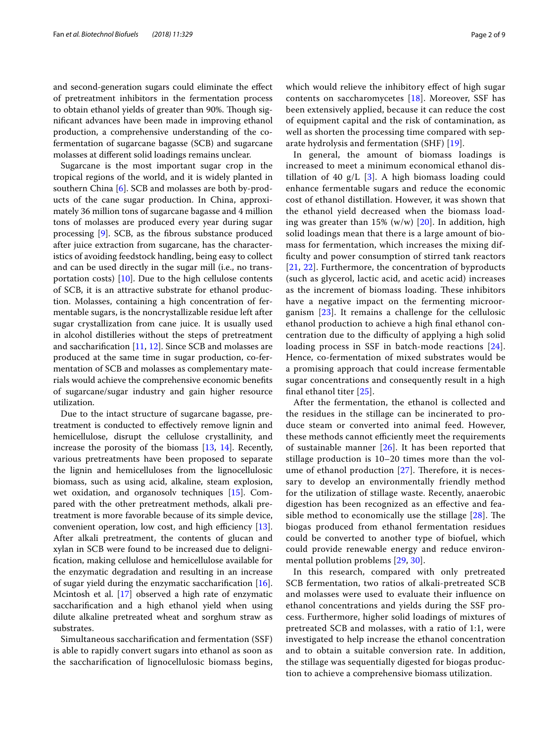and second-generation sugars could eliminate the effect of pretreatment inhibitors in the fermentation process to obtain ethanol yields of greater than 90%. Though significant advances have been made in improving ethanol production, a comprehensive understanding of the co-fermentation of sugarcane bagasse (SCB) and sugarcane molasses at different solid loadings remains unclear.

Sugarcane is the most important sugar crop in the tropical regions of the world, and it is widely planted in southern China [6]. SCB and molasses are both by-products of the cane sugar production. In China, approximately 36 million tons of sugarcane bagasse and 4 million tons of molasses are produced every year during sugar processing [9]. SCB, as the fibrous substance produced after juice extraction from sugarcane, has the characteristics of avoiding feedstock handling, being easy to collect and can be used directly in the sugar mill (i.e., no transportation costs) [10]. Due to the high cellulose contents of SCB, it is an attractive substrate for ethanol production. Molasses, containing a high concentration of fermentable sugars, is the noncrystallizable residue left after sugar crystallization from cane juice. It is usually used in alcohol distilleries without the steps of pretreatment and saccharification [11, 12]. Since SCB and molasses are produced at the same time in sugar production, co-fermentation of SCB and molasses as complementary materials would achieve the comprehensive economic benefits of sugarcane/sugar industry and gain higher resource utilization.

Due to the intact structure of sugarcane bagasse, pretreatment is conducted to effectively remove lignin and hemicellulose, disrupt the cellulose crystallinity, and increase the porosity of the biomass [13, 14]. Recently, various pretreatments have been proposed to separate the lignin and hemicelluloses from the lignocellulosic biomass, such as using acid, alkaline, steam explosion, wet oxidation, and organosolv techniques [15]. Compared with the other pretreatment methods, alkali pretreatment is more favorable because of its simple device, convenient operation, low cost, and high efficiency [13]. After alkali pretreatment, the contents of glucan and xylan in SCB were found to be increased due to delignification, making cellulose and hemicellulose available for the enzymatic degradation and resulting in an increase of sugar yield during the enzymatic saccharification [16]. Mcintosh et al. [17] observed a high rate of enzymatic saccharification and a high ethanol yield when using dilute alkaline pretreated wheat and sorghum straw as substrates.

Simultaneous saccharification and fermentation (SSF) is able to rapidly convert sugars into ethanol as soon as the saccharification of lignocellulosic biomass begins, which would relieve the inhibitory effect of high sugar contents on saccharomycetes [18]. Moreover, SSF has been extensively applied, because it can reduce the cost of equipment capital and the risk of contamination, as well as shorten the processing time compared with separate hydrolysis and fermentation (SHF) [19].

In general, the amount of biomass loadings is increased to meet a minimum economical ethanol distillation of 40 g/L [3]. A high biomass loading could enhance fermentable sugars and reduce the economic cost of ethanol distillation. However, it was shown that the ethanol yield decreased when the biomass loading was greater than 15% (w/w) [20]. In addition, high solid loadings mean that there is a large amount of biomass for fermentation, which increases the mixing difficulty and power consumption of stirred tank reactors [21, 22]. Furthermore, the concentration of byproducts (such as glycerol, lactic acid, and acetic acid) increases as the increment of biomass loading. These inhibitors have a negative impact on the fermenting microorganism [23]. It remains a challenge for the cellulosic ethanol production to achieve a high final ethanol concentration due to the difficulty of applying a high solid loading process in SSF in batch-mode reactions [24]. Hence, co-fermentation of mixed substrates would be a promising approach that could increase fermentable sugar concentrations and consequently result in a high final ethanol titer [25].

After the fermentation, the ethanol is collected and the residues in the stillage can be incinerated to produce steam or converted into animal feed. However, these methods cannot efficiently meet the requirements of sustainable manner [26]. It has been reported that stillage production is 10–20 times more than the volume of ethanol production [27]. Therefore, it is necessary to develop an environmentally friendly method for the utilization of stillage waste. Recently, anaerobic digestion has been recognized as an effective and feasible method to economically use the stillage [28]. The biogas produced from ethanol fermentation residues could be converted to another type of biofuel, which could provide renewable energy and reduce environmental pollution problems [29, 30].

In this research, compared with only pretreated SCB fermentation, two ratios of alkali-pretreated SCB and molasses were used to evaluate their influence on ethanol concentrations and yields during the SSF process. Furthermore, higher solid loadings of mixtures of pretreated SCB and molasses, with a ratio of 1:1, were investigated to help increase the ethanol concentration and to obtain a suitable conversion rate. In addition, the stillage was sequentially digested for biogas production to achieve a comprehensive biomass utilization.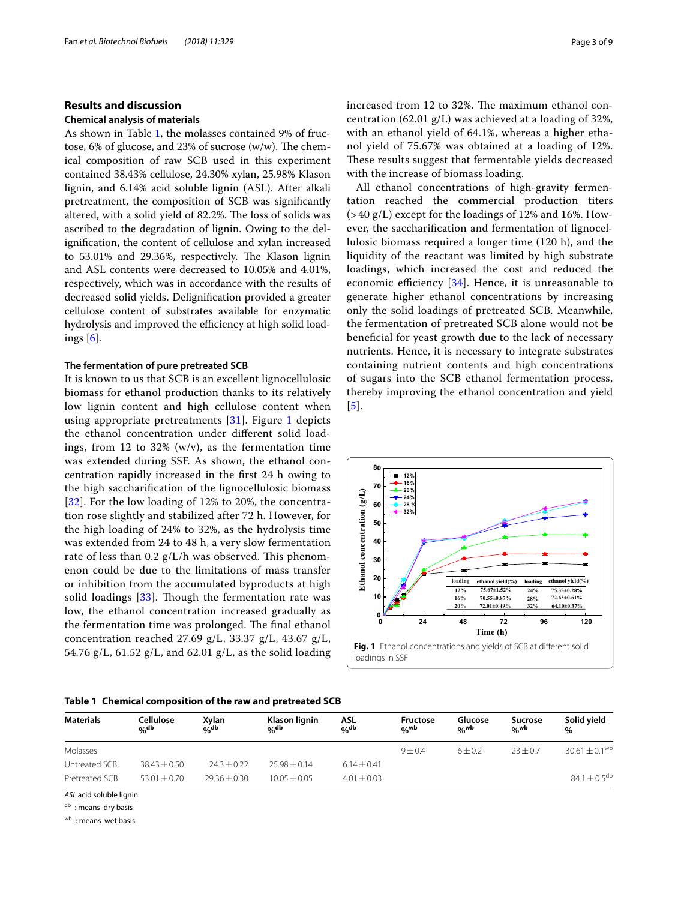## Results and discussion

### Chemical analysis of materials

As shown in Table 1, the molasses contained 9% of fructose, 6% of glucose, and 23% of sucrose (w/w). The chemical composition of raw SCB used in this experiment contained 38.43% cellulose, 24.30% xylan, 25.98% Klason lignin, and 6.14% acid soluble lignin (ASL). After alkali pretreatment, the composition of SCB was significantly altered, with a solid yield of 82.2%. The loss of solids was ascribed to the degradation of lignin. Owing to the delignification, the content of cellulose and xylan increased to 53.01% and 29.36%, respectively. The Klason lignin and ASL contents were decreased to 10.05% and 4.01%, respectively, which was in accordance with the results of decreased solid yields. Delignification provided a greater cellulose content of substrates available for enzymatic hydrolysis and improved the efficiency at high solid loadings [6].

### The fermentation of pure pretreated SCB

It is known to us that SCB is an excellent lignocellulosic biomass for ethanol production thanks to its relatively low lignin content and high cellulose content when using appropriate pretreatments [31]. Figure 1 depicts the ethanol concentration under different solid loadings, from 12 to 32% (w/v), as the fermentation time was extended during SSF. As shown, the ethanol concentration rapidly increased in the first 24 h owing to the high saccharification of the lignocellulosic biomass [32]. For the low loading of 12% to 20%, the concentration rose slightly and stabilized after 72 h. However, for the high loading of 24% to 32%, as the hydrolysis time was extended from 24 to 48 h, a very slow fermentation rate of less than 0.2 g/L/h was observed. This phenomenon could be due to the limitations of mass transfer or inhibition from the accumulated byproducts at high solid loadings [33]. Though the fermentation rate was low, the ethanol concentration increased gradually as the fermentation time was prolonged. The final ethanol concentration reached 27.69 g/L, 33.37 g/L, 43.67 g/L, 54.76 g/L, 61.52 g/L, and 62.01 g/L, as the solid loading increased from 12 to 32%. The maximum ethanol concentration (62.01 g/L) was achieved at a loading of 32%, with an ethanol yield of 64.1%, whereas a higher ethanol yield of 75.67% was obtained at a loading of 12%. These results suggest that fermentable yields decreased with the increase of biomass loading.

All ethanol concentrations of high-gravity fermentation reached the commercial production titers (> 40 g/L) except for the loadings of 12% and 16%. However, the saccharification and fermentation of lignocellulosic biomass required a longer time (120 h), and the liquidity of the reactant was limited by high substrate loadings, which increased the cost and reduced the economic efficiency [34]. Hence, it is unreasonable to generate higher ethanol concentrations by increasing only the solid loadings of pretreated SCB. Meanwhile, the fermentation of pretreated SCB alone would not be beneficial for yeast growth due to the lack of necessary nutrients. Hence, it is necessary to integrate substrates containing nutrient contents and high concentrations of sugars into the SCB ethanol fermentation process, thereby improving the ethanol concentration and yield [5].

| loading | ethanol yield(%) | loading | ethanol yield(%) |
|---|---|---|---|
| 12% | 75.67±1.52% | 24% | 75.35±0.28% |
| 16% | 70.55±0.87% | 28% | 72.63±0.61% |
| 20% | 72.01±0.49% | 32% | 64.10±0.37% |

**Fig. 1** Ethanol concentrations and yields of SCB at different solid loadings in SSF

**Table 1 Chemical composition of the raw and pretreated SCB**

| Materials | Cellulose %[db] | Xylan %[db] | Klason lignin %[db] | ASL %[db] | Fructose %[wb] | Glucose %[wb] | Sucrose %[wb] | Solid yield % |
|---|---|---|---|---|---|---|---|---|
| Molasses | | | | | 9 ± 0.4 | 6 ± 0.2 | 23 ± 0.7 | 30.61 ± 0.1[wb] |
| Untreated SCB | 38.43 ± 0.50 | 24.3 ± 0.22 | 25.98 ± 0.14 | 6.14 ± 0.41 | | | | |
| Pretreated SCB | 53.01 ± 0.70 | 29.36 ± 0.30 | 10.05 ± 0.05 | 4.01 ± 0.03 | | | | 84.1 ± 0.5[db] |

*ASL* acid soluble lignin

[db] : means dry basis

[wb] : means wet basis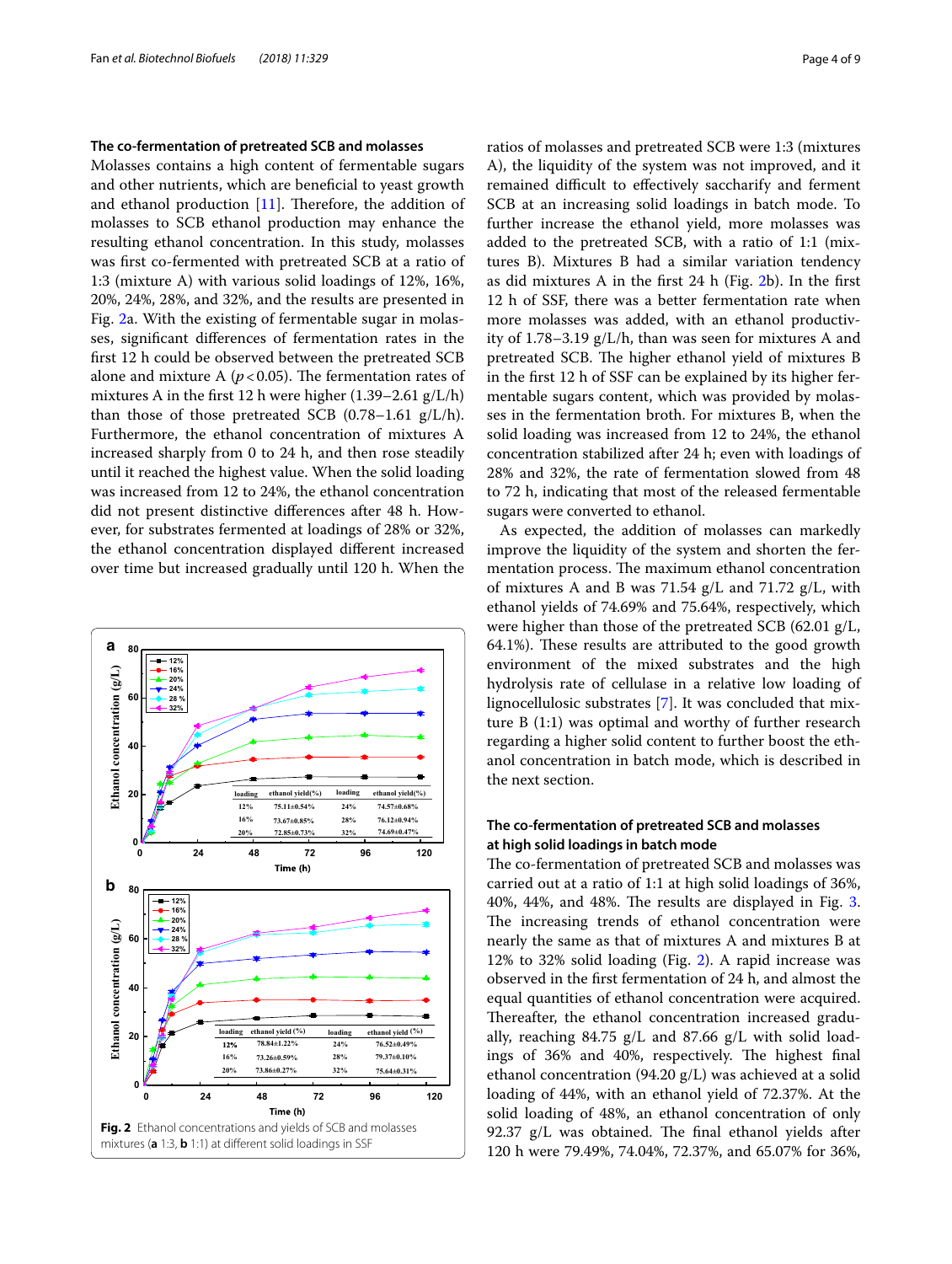### The co-fermentation of pretreated SCB and molasses

Molasses contains a high content of fermentable sugars and other nutrients, which are beneficial to yeast growth and ethanol production [11]. Therefore, the addition of molasses to SCB ethanol production may enhance the resulting ethanol concentration. In this study, molasses was first co-fermented with pretreated SCB at a ratio of 1:3 (mixture A) with various solid loadings of 12%, 16%, 20%, 24%, 28%, and 32%, and the results are presented in Fig. 2a. With the existing of fermentable sugar in molasses, significant differences of fermentation rates in the first 12 h could be observed between the pretreated SCB alone and mixture A ($p < 0.05$). The fermentation rates of mixtures A in the first 12 h were higher (1.39–2.61 g/L/h) than those of those pretreated SCB (0.78–1.61 g/L/h). Furthermore, the ethanol concentration of mixtures A increased sharply from 0 to 24 h, and then rose steadily until it reached the highest value. When the solid loading was increased from 12 to 24%, the ethanol concentration did not present distinctive differences after 48 h. However, for substrates fermented at loadings of 28% or 32%, the ethanol concentration displayed different increased over time but increased gradually until 120 h. When the ratios of molasses and pretreated SCB were 1:3 (mixtures A), the liquidity of the system was not improved, and it remained difficult to effectively saccharify and ferment SCB at an increasing solid loadings in batch mode. To further increase the ethanol yield, more molasses was added to the pretreated SCB, with a ratio of 1:1 (mixtures B). Mixtures B had a similar variation tendency as did mixtures A in the first 24 h (Fig. 2b). In the first 12 h of SSF, there was a better fermentation rate when more molasses was added, with an ethanol productivity of 1.78–3.19 g/L/h, than was seen for mixtures A and pretreated SCB. The higher ethanol yield of mixtures B in the first 12 h of SSF can be explained by its higher fermentable sugars content, which was provided by molasses in the fermentation broth. For mixtures B, when the solid loading was increased from 12 to 24%, the ethanol concentration stabilized after 24 h; even with loadings of 28% and 32%, the rate of fermentation slowed from 48 to 72 h, indicating that most of the released fermentable sugars were converted to ethanol.

As expected, the addition of molasses can markedly improve the liquidity of the system and shorten the fermentation process. The maximum ethanol concentration of mixtures A and B was 71.54 g/L and 71.72 g/L, with ethanol yields of 74.69% and 75.64%, respectively, which were higher than those of the pretreated SCB (62.01 g/L, 64.1%). These results are attributed to the good growth environment of the mixed substrates and the high hydrolysis rate of cellulase in a relative low loading of lignocellulosic substrates [7]. It was concluded that mixture B (1:1) was optimal and worthy of further research regarding a higher solid content to further boost the ethanol concentration in batch mode, which is described in the next section.

Fig. 2 Ethanol concentrations and yields of SCB and molasses mixtures (**a** 1:3, **b** 1:1) at different solid loadings in SSF

### The co-fermentation of pretreated SCB and molasses at high solid loadings in batch mode

The co-fermentation of pretreated SCB and molasses was carried out at a ratio of 1:1 at high solid loadings of 36%, 40%, 44%, and 48%. The results are displayed in Fig. 3. The increasing trends of ethanol concentration were nearly the same as that of mixtures A and mixtures B at 12% to 32% solid loading (Fig. 2). A rapid increase was observed in the first fermentation of 24 h, and almost the equal quantities of ethanol concentration were acquired. Thereafter, the ethanol concentration increased gradually, reaching 84.75 g/L and 87.66 g/L with solid loadings of 36% and 40%, respectively. The highest final ethanol concentration (94.20 g/L) was achieved at a solid loading of 44%, with an ethanol yield of 72.37%. At the solid loading of 48%, an ethanol concentration of only 92.37 g/L was obtained. The final ethanol yields after 120 h were 79.49%, 74.04%, 72.37%, and 65.07% for 36%,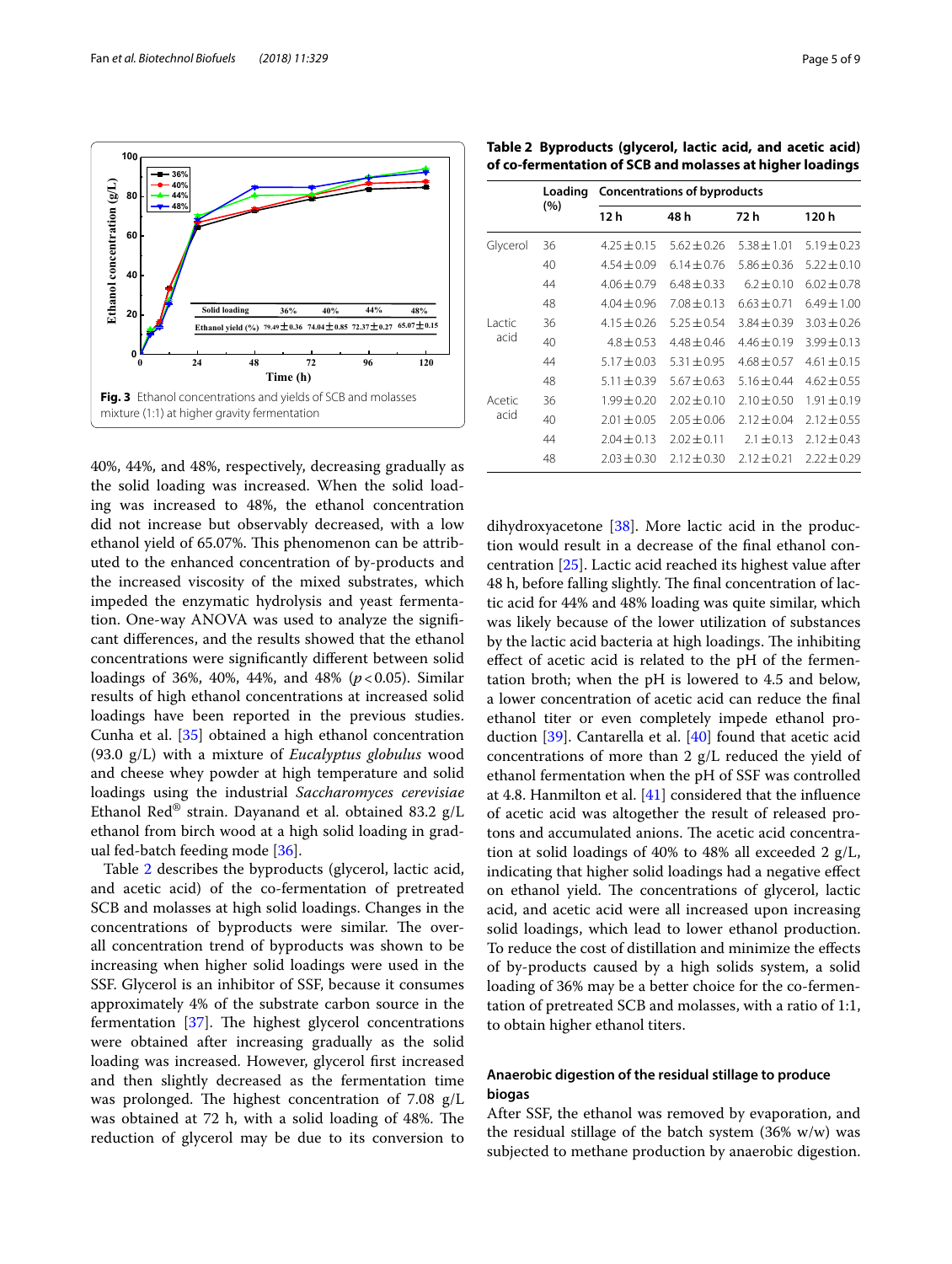Fig. 3 Ethanol concentrations and yields of SCB and molasses mixture (1:1) at higher gravity fermentation

40%, 44%, and 48%, respectively, decreasing gradually as the solid loading was increased. When the solid loading was increased to 48%, the ethanol concentration did not increase but observably decreased, with a low ethanol yield of 65.07%. This phenomenon can be attributed to the enhanced concentration of by-products and the increased viscosity of the mixed substrates, which impeded the enzymatic hydrolysis and yeast fermentation. One-way ANOVA was used to analyze the significant differences, and the results showed that the ethanol concentrations were significantly different between solid loadings of 36%, 40%, 44%, and 48% ($p < 0.05$). Similar results of high ethanol concentrations at increased solid loadings have been reported in the previous studies. Cunha et al. [35] obtained a high ethanol concentration (93.0 g/L) with a mixture of *Eucalyptus globulus* wood and cheese whey powder at high temperature and solid loadings using the industrial *Saccharomyces cerevisiae* Ethanol Red® strain. Dayanand et al. obtained 83.2 g/L ethanol from birch wood at a high solid loading in gradual fed-batch feeding mode [36].

Table 2 describes the byproducts (glycerol, lactic acid, and acetic acid) of the co-fermentation of pretreated SCB and molasses at high solid loadings. Changes in the concentrations of byproducts were similar. The overall concentration trend of byproducts was shown to be increasing when higher solid loadings were used in the SSF. Glycerol is an inhibitor of SSF, because it consumes approximately 4% of the substrate carbon source in the fermentation [37]. The highest glycerol concentrations were obtained after increasing gradually as the solid loading was increased. However, glycerol first increased and then slightly decreased as the fermentation time was prolonged. The highest concentration of 7.08 g/L was obtained at 72 h, with a solid loading of 48%. The reduction of glycerol may be due to its conversion to dihydroxyacetone [38]. More lactic acid in the production would result in a decrease of the final ethanol concentration [25]. Lactic acid reached its highest value after 48 h, before falling slightly. The final concentration of lactic acid for 44% and 48% loading was quite similar, which was likely because of the lower utilization of substances by the lactic acid bacteria at high loadings. The inhibiting effect of acetic acid is related to the pH of the fermentation broth; when the pH is lowered to 4.5 and below, a lower concentration of acetic acid can reduce the final ethanol titer or even completely impede ethanol production [39]. Cantarella et al. [40] found that acetic acid concentrations of more than 2 g/L reduced the yield of ethanol fermentation when the pH of SSF was controlled at 4.8. Hanmilton et al. [41] considered that the influence of acetic acid was altogether the result of released protons and accumulated anions. The acetic acid concentration at solid loadings of 40% to 48% all exceeded 2 g/L, indicating that higher solid loadings had a negative effect on ethanol yield. The concentrations of glycerol, lactic acid, and acetic acid were all increased upon increasing solid loadings, which lead to lower ethanol production. To reduce the cost of distillation and minimize the effects of by-products caused by a high solids system, a solid loading of 36% may be a better choice for the co-fermentation of pretreated SCB and molasses, with a ratio of 1:1, to obtain higher ethanol titers.

**Table 2 Byproducts (glycerol, lactic acid, and acetic acid) of co-fermentation of SCB and molasses at higher loadings**

| | Loading (%) | Concentrations of byproducts | | | |
|---|---|---|---|---|---|
| | | 12 h | 48 h | 72 h | 120 h |
| Glycerol | 36 | 4.25 ± 0.15 | 5.62 ± 0.26 | 5.38 ± 1.01 | 5.19 ± 0.23 |
| | 40 | 4.54 ± 0.09 | 6.14 ± 0.76 | 5.86 ± 0.36 | 5.22 ± 0.10 |
| | 44 | 4.06 ± 0.79 | 6.48 ± 0.33 | 6.2 ± 0.10 | 6.02 ± 0.78 |
| | 48 | 4.04 ± 0.96 | 7.08 ± 0.13 | 6.63 ± 0.71 | 6.49 ± 1.00 |
| Lactic acid | 36 | 4.15 ± 0.26 | 5.25 ± 0.54 | 3.84 ± 0.39 | 3.03 ± 0.26 |
| | 40 | 4.8 ± 0.53 | 4.48 ± 0.46 | 4.46 ± 0.19 | 3.99 ± 0.13 |
| | 44 | 5.17 ± 0.03 | 5.31 ± 0.95 | 4.68 ± 0.57 | 4.61 ± 0.15 |
| | 48 | 5.11 ± 0.39 | 5.67 ± 0.63 | 5.16 ± 0.44 | 4.62 ± 0.55 |
| Acetic acid | 36 | 1.99 ± 0.20 | 2.02 ± 0.10 | 2.10 ± 0.50 | 1.91 ± 0.19 |
| | 40 | 2.01 ± 0.05 | 2.05 ± 0.06 | 2.12 ± 0.04 | 2.12 ± 0.55 |
| | 44 | 2.04 ± 0.13 | 2.02 ± 0.11 | 2.1 ± 0.13 | 2.12 ± 0.43 |
| | 48 | 2.03 ± 0.30 | 2.12 ± 0.30 | 2.12 ± 0.21 | 2.22 ± 0.29 |

## Anaerobic digestion of the residual stillage to produce biogas

After SSF, the ethanol was removed by evaporation, and the residual stillage of the batch system (36% w/w) was subjected to methane production by anaerobic digestion.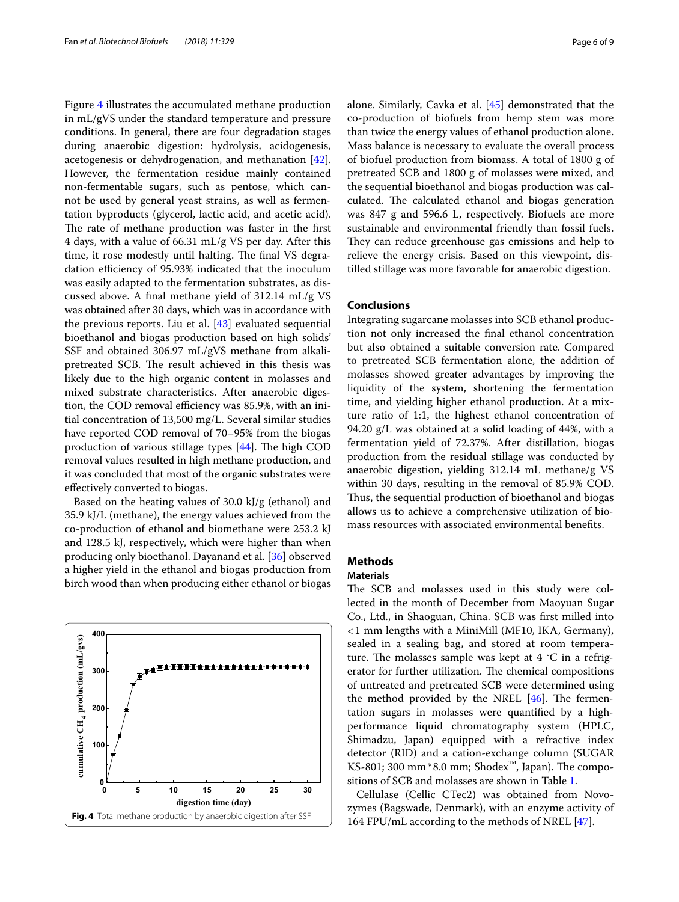Figure 4 illustrates the accumulated methane production in mL/gVS under the standard temperature and pressure conditions. In general, there are four degradation stages during anaerobic digestion: hydrolysis, acidogenesis, acetogenesis or dehydrogenation, and methanation [42]. However, the fermentation residue mainly contained non-fermentable sugars, such as pentose, which cannot be used by general yeast strains, as well as fermentation byproducts (glycerol, lactic acid, and acetic acid). The rate of methane production was faster in the first 4 days, with a value of 66.31 mL/g VS per day. After this time, it rose modestly until halting. The final VS degradation efficiency of 95.93% indicated that the inoculum was easily adapted to the fermentation substrates, as discussed above. A final methane yield of 312.14 mL/g VS was obtained after 30 days, which was in accordance with the previous reports. Liu et al. [43] evaluated sequential bioethanol and biogas production based on high solids' SSF and obtained 306.97 mL/gVS methane from alkali-pretreated SCB. The result achieved in this thesis was likely due to the high organic content in molasses and mixed substrate characteristics. After anaerobic digestion, the COD removal efficiency was 85.9%, with an initial concentration of 13,500 mg/L. Several similar studies have reported COD removal of 70–95% from the biogas production of various stillage types [44]. The high COD removal values resulted in high methane production, and it was concluded that most of the organic substrates were effectively converted to biogas.

Based on the heating values of 30.0 kJ/g (ethanol) and 35.9 kJ/L (methane), the energy values achieved from the co-production of ethanol and biomethane were 253.2 kJ and 128.5 kJ, respectively, which were higher than when producing only bioethanol. Dayanand et al. [36] observed a higher yield in the ethanol and biogas production from birch wood than when producing either ethanol or biogas alone. Similarly, Cavka et al. [45] demonstrated that the co-production of biofuels from hemp stem was more than twice the energy values of ethanol production alone. Mass balance is necessary to evaluate the overall process of biofuel production from biomass. A total of 1800 g of pretreated SCB and 1800 g of molasses were mixed, and the sequential bioethanol and biogas production was calculated. The calculated ethanol and biogas generation was 847 g and 596.6 L, respectively. Biofuels are more sustainable and environmental friendly than fossil fuels. They can reduce greenhouse gas emissions and help to relieve the energy crisis. Based on this viewpoint, distilled stillage was more favorable for anaerobic digestion.

**Fig. 4** Total methane production by anaerobic digestion after SSF

## Conclusions

Integrating sugarcane molasses into SCB ethanol production not only increased the final ethanol concentration but also obtained a suitable conversion rate. Compared to pretreated SCB fermentation alone, the addition of molasses showed greater advantages by improving the liquidity of the system, shortening the fermentation time, and yielding higher ethanol production. At a mixture ratio of 1:1, the highest ethanol concentration of 94.20 g/L was obtained at a solid loading of 44%, with a fermentation yield of 72.37%. After distillation, biogas production from the residual stillage was conducted by anaerobic digestion, yielding 312.14 mL methane/g VS within 30 days, resulting in the removal of 85.9% COD. Thus, the sequential production of bioethanol and biogas allows us to achieve a comprehensive utilization of biomass resources with associated environmental benefits.

## Methods

### Materials

The SCB and molasses used in this study were collected in the month of December from Maoyuan Sugar Co., Ltd., in Shaoguan, China. SCB was first milled into <1 mm lengths with a MiniMill (MF10, IKA, Germany), sealed in a sealing bag, and stored at room temperature. The molasses sample was kept at 4 °C in a refrigerator for further utilization. The chemical compositions of untreated and pretreated SCB were determined using the method provided by the NREL [46]. The fermentation sugars in molasses were quantified by a high-performance liquid chromatography system (HPLC, Shimadzu, Japan) equipped with a refractive index detector (RID) and a cation-exchange column (SUGAR KS-801; 300 mm * 8.0 mm; Shodex™, Japan). The compositions of SCB and molasses are shown in Table 1.

Cellulase (Cellic CTec2) was obtained from Novozymes (Bagswade, Denmark), with an enzyme activity of 164 FPU/mL according to the methods of NREL [47].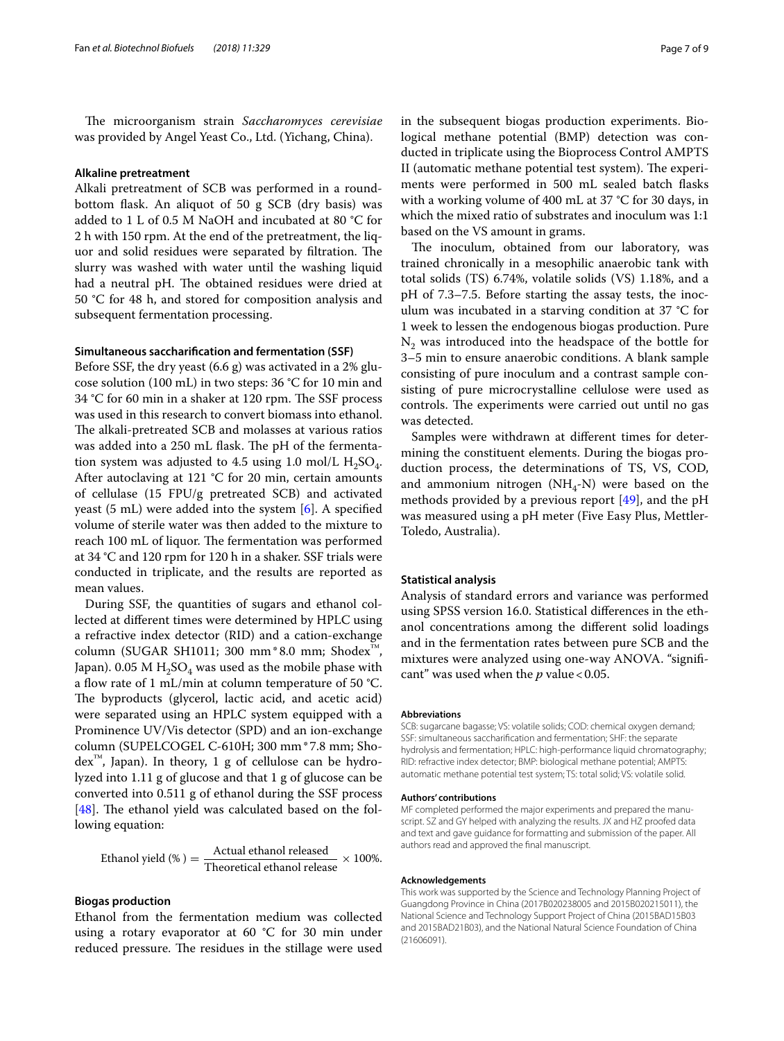The microorganism strain *Saccharomyces cerevisiae* was provided by Angel Yeast Co., Ltd. (Yichang, China).

### Alkaline pretreatment

Alkali pretreatment of SCB was performed in a round-bottom flask. An aliquot of 50 g SCB (dry basis) was added to 1 L of 0.5 M NaOH and incubated at 80 °C for 2 h with 150 rpm. At the end of the pretreatment, the liquor and solid residues were separated by filtration. The slurry was washed with water until the washing liquid had a neutral pH. The obtained residues were dried at 50 °C for 48 h, and stored for composition analysis and subsequent fermentation processing.

### Simultaneous saccharification and fermentation (SSF)

Before SSF, the dry yeast (6.6 g) was activated in a 2% glucose solution (100 mL) in two steps: 36 °C for 10 min and 34 °C for 60 min in a shaker at 120 rpm. The SSF process was used in this research to convert biomass into ethanol. The alkali-pretreated SCB and molasses at various ratios was added into a 250 mL flask. The pH of the fermentation system was adjusted to 4.5 using 1.0 mol/L $H_2SO_4$. After autoclaving at 121 °C for 20 min, certain amounts of cellulase (15 FPU/g pretreated SCB) and activated yeast (5 mL) were added into the system [6]. A specified volume of sterile water was then added to the mixture to reach 100 mL of liquor. The fermentation was performed at 34 °C and 120 rpm for 120 h in a shaker. SSF trials were conducted in triplicate, and the results are reported as mean values.

During SSF, the quantities of sugars and ethanol collected at different times were determined by HPLC using a refractive index detector (RID) and a cation-exchange column (SUGAR SH1011; 300 mm*8.0 mm; Shodex™, Japan). 0.05 M $H_2SO_4$ was used as the mobile phase with a flow rate of 1 mL/min at column temperature of 50 °C. The byproducts (glycerol, lactic acid, and acetic acid) were separated using an HPLC system equipped with a Prominence UV/Vis detector (SPD) and an ion-exchange column (SUPELCOGEL C-610H; 300 mm*7.8 mm; Shodex™, Japan). In theory, 1 g of cellulose can be hydrolyzed into 1.11 g of glucose and that 1 g of glucose can be converted into 0.511 g of ethanol during the SSF process [48]. The ethanol yield was calculated based on the following equation:

$$\text{Ethanol yield (\%)} = \frac{\text{Actual ethanol released}}{\text{Theoretical ethanol release}} \times 100\%.$$

### Biogas production

Ethanol from the fermentation medium was collected using a rotary evaporator at 60 °C for 30 min under reduced pressure. The residues in the stillage were used in the subsequent biogas production experiments. Biological methane potential (BMP) detection was conducted in triplicate using the Bioprocess Control AMPTS II (automatic methane potential test system). The experiments were performed in 500 mL sealed batch flasks with a working volume of 400 mL at 37 °C for 30 days, in which the mixed ratio of substrates and inoculum was 1:1 based on the VS amount in grams.

The inoculum, obtained from our laboratory, was trained chronically in a mesophilic anaerobic tank with total solids (TS) 6.74%, volatile solids (VS) 1.18%, and a pH of 7.3–7.5. Before starting the assay tests, the inoculum was incubated in a starving condition at 37 °C for 1 week to lessen the endogenous biogas production. Pure $N_2$ was introduced into the headspace of the bottle for 3–5 min to ensure anaerobic conditions. A blank sample consisting of pure inoculum and a contrast sample consisting of pure microcrystalline cellulose were used as controls. The experiments were carried out until no gas was detected.

Samples were withdrawn at different times for determining the constituent elements. During the biogas production process, the determinations of TS, VS, COD, and ammonium nitrogen ($NH_4$-N) were based on the methods provided by a previous report [49], and the pH was measured using a pH meter (Five Easy Plus, Mettler-Toledo, Australia).

### Statistical analysis

Analysis of standard errors and variance was performed using SPSS version 16.0. Statistical differences in the ethanol concentrations among the different solid loadings and in the fermentation rates between pure SCB and the mixtures were analyzed using one-way ANOVA. "significant" was used when the $p$ value < 0.05.

#### Abbreviations

SCB: sugarcane bagasse; VS: volatile solids; COD: chemical oxygen demand; SSF: simultaneous saccharification and fermentation; SHF: the separate hydrolysis and fermentation; HPLC: high-performance liquid chromatography; RID: refractive index detector; BMP: biological methane potential; AMPTS: automatic methane potential test system; TS: total solid; VS: volatile solid.

#### Authors' contributions

MF completed performed the major experiments and prepared the manuscript. SZ and GY helped with analyzing the results. JX and HZ proofed data and text and gave guidance for formatting and submission of the paper. All authors read and approved the final manuscript.

#### Acknowledgements

This work was supported by the Science and Technology Planning Project of Guangdong Province in China (2017B020238005 and 2015B020215011), the National Science and Technology Support Project of China (2015BAD15B03 and 2015BAD21B03), and the National Natural Science Foundation of China (21606091).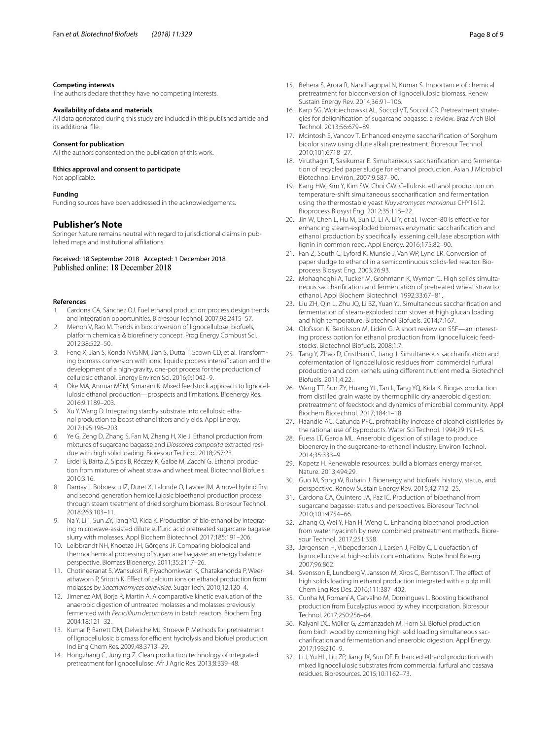### Competing interests

The authors declare that they have no competing interests.

### Availability of data and materials

All data generated during this study are included in this published article and its additional file.

### Consent for publication

All the authors consented on the publication of this work.

### Ethics approval and consent to participate

Not applicable.

### Funding

Funding sources have been addressed in the acknowledgements.

## Publisher's Note

Springer Nature remains neutral with regard to jurisdictional claims in published maps and institutional affiliations.

Received: 18 September 2018 Accepted: 1 December 2018
Published online: 18 December 2018

### References

1. Cardona CA, Sánchez OJ. Fuel ethanol production: process design trends and integration opportunities. Bioresour Technol. 2007;98:2415–57.
2. Menon V, Rao M. Trends in bioconversion of lignocellulose: biofuels, platform chemicals & biorefinery concept. Prog Energy Combust Sci. 2012;38:522–50.
3. Feng X, Jian S, Konda NVSNM, Jian S, Dutta T, Scown CD, et al. Transforming biomass conversion with ionic liquids: process intensification and the development of a high-gravity, one-pot process for the production of cellulosic ethanol. Energy Environ Sci. 2016;9:1042–9.
4. Oke MA, Annuar MSM, Simarani K. Mixed feedstock approach to lignocellulosic ethanol production—prospects and limitations. Bioenergy Res. 2016;9:1189–203.
5. Xu Y, Wang D. Integrating starchy substrate into cellulosic ethanol production to boost ethanol titers and yields. Appl Energy. 2017;195:196–203.
6. Ye G, Zeng D, Zhang S, Fan M, Zhang H, Xie J. Ethanol production from mixtures of sugarcane bagasse and *Dioscorea composita* extracted residue with high solid loading. Bioresour Technol. 2018;257:23.
7. Erdei B, Barta Z, Sipos B, Réczey K, Galbe M, Zacchi G. Ethanol production from mixtures of wheat straw and wheat meal. Biotechnol Biofuels. 2010;3:16.
8. Damay J, Boboescu IZ, Duret X, Lalonde O, Lavoie JM. A novel hybrid first and second generation hemicellulosic bioethanol production process through steam treatment of dried sorghum biomass. Bioresour Technol. 2018;263:103–11.
9. Na Y, Li T, Sun ZY, Tang YQ, Kida K. Production of bio-ethanol by integrating microwave-assisted dilute sulfuric acid pretreated sugarcane bagasse slurry with molasses. Appl Biochem Biotechnol. 2017;185:191–206.
10. Leibbrandt NH, Knoetze JH, Görgens JF. Comparing biological and thermochemical processing of sugarcane bagasse: an energy balance perspective. Biomass Bioenergy. 2011;35:2117–26.
11. Chotineeranat S, Wansuksri R, Piyachomkwan K, Chatakanonda P, Weerathaworn P, Sriroth K. Effect of calcium ions on ethanol production from molasses by *Saccharomyces cerevisiae*. Sugar Tech. 2010;12:120–4.
12. Jimenez AM, Borja R, Martin A. A comparative kinetic evaluation of the anaerobic digestion of untreated molasses and molasses previously fermented with *Penicillium decumbens* in batch reactors. Biochem Eng. 2004;18:121–32.
13. Kumar P, Barrett DM, Delwiche MJ, Stroeve P. Methods for pretreatment of lignocellulosic biomass for efficient hydrolysis and biofuel production. Ind Eng Chem Res. 2009;48:3713–29.
14. Hongzhang C, Junying Z. Clean production technology of integrated pretreatment for lignocellulose. Afr J Agric Res. 2013;8:339–48.
15. Behera S, Arora R, Nandhagopal N, Kumar S. Importance of chemical pretreatment for bioconversion of lignocellulosic biomass. Renew Sustain Energy Rev. 2014;36:91–106.
16. Karp SG, Woiciechowski AL, Soccol VT, Soccol CR. Pretreatment strategies for delignification of sugarcane bagasse: a review. Braz Arch Biol Technol. 2013;56:679–89.
17. Mcintosh S, Vancov T. Enhanced enzyme saccharification of Sorghum bicolor straw using dilute alkali pretreatment. Bioresour Technol. 2010;101:6718–27.
18. Viruthagiri T, Sasikumar E. Simultaneous saccharification and fermentation of recycled paper sludge for ethanol production. Asian J Microbiol Biotechnol Environ. 2007;9:587–90.
19. Kang HW, Kim Y, Kim SW, Choi GW. Cellulosic ethanol production on temperature-shift simultaneous saccharification and fermentation using the thermostable yeast *Kluyveromyces marxianus* CHY1612. Bioprocess Biosyst Eng. 2012;35:115–22.
20. Jin W, Chen L, Hu M, Sun D, Li A, Li Y, et al. Tween-80 is effective for enhancing steam-exploded biomass enzymatic saccharification and ethanol production by specifically lessening cellulase absorption with lignin in common reed. Appl Energy. 2016;175:82–90.
21. Fan Z, South C, Lyford K, Munsie J, Van WP, Lynd LR. Conversion of paper sludge to ethanol in a semicontinuous solids-fed reactor. Bioprocess Biosyst Eng. 2003;26:93.
22. Mohagheghi A, Tucker M, Grohmann K, Wyman C. High solids simultaneous saccharification and fermentation of pretreated wheat straw to ethanol. Appl Biochem Biotechnol. 1992;33:67–81.
23. Liu ZH, Qin L, Zhu JQ, Li BZ, Yuan YJ. Simultaneous saccharification and fermentation of steam-exploded corn stover at high glucan loading and high temperature. Biotechnol Biofuels. 2014;7:167.
24. Olofsson K, Bertilsson M, Lidén G. A short review on SSF—an interesting process option for ethanol production from lignocellulosic feedstocks. Biotechnol Biofuels. 2008;1:7.
25. Tang Y, Zhao D, Cristhian C, Jiang J. Simultaneous saccharification and cofermentation of lignocellulosic residues from commercial furfural production and corn kernels using different nutrient media. Biotechnol Biofuels. 2011;4:22.
26. Wang TT, Sun ZY, Huang YL, Tan L, Tang YQ, Kida K. Biogas production from distilled grain waste by thermophilic dry anaerobic digestion: pretreatment of feedstock and dynamics of microbial community. Appl Biochem Biotechnol. 2017;184:1–18.
27. Haandle AC, Catunda PFC. profitability increase of alcohol distilleries by the rational use of byproducts. Water Sci Technol. 1994;29:191–5.
28. Fuess LT, Garcia ML. Anaerobic digestion of stillage to produce bioenergy in the sugarcane-to-ethanol industry. Environ Technol. 2014;35:333–9.
29. Kopetz H. Renewable resources: build a biomass energy market. Nature. 2013;494:29.
30. Guo M, Song W, Buhain J. Bioenergy and biofuels: history, status, and perspective. Renew Sustain Energy Rev. 2015;42:712–25.
31. Cardona CA, Quintero JA, Paz IC. Production of bioethanol from sugarcane bagasse: status and perspectives. Bioresour Technol. 2010;101:4754–66.
32. Zhang Q, Wei Y, Han H, Weng C. Enhancing bioethanol production from water hyacinth by new combined pretreatment methods. Bioresour Technol. 2017;251:358.
33. Jørgensen H, Vibepedersen J, Larsen J, Felby C. Liquefaction of lignocellulose at high-solids concentrations. Biotechnol Bioeng. 2007;96:862.
34. Svensson E, Lundberg V, Jansson M, Xiros C, Berntsson T. The effect of high solids loading in ethanol production integrated with a pulp mill. Chem Eng Res Des. 2016;111:387–402.
35. Cunha M, Romaní A, Carvalho M, Domingues L. Boosting bioethanol production from Eucalyptus wood by whey incorporation. Bioresour Technol. 2017;250:256–64.
36. Kalyani DC, Müller G, Zamanzadeh M, Horn SJ. Biofuel production from birch wood by combining high solid loading simultaneous saccharification and fermentation and anaerobic digestion. Appl Energy. 2017;193:210–9.
37. Li J, Yu HL, Liu ZP, Jiang JX, Sun DF. Enhanced ethanol production with mixed lignocellulosic substrates from commercial furfural and cassava residues. Bioresources. 2015;10:1162–73.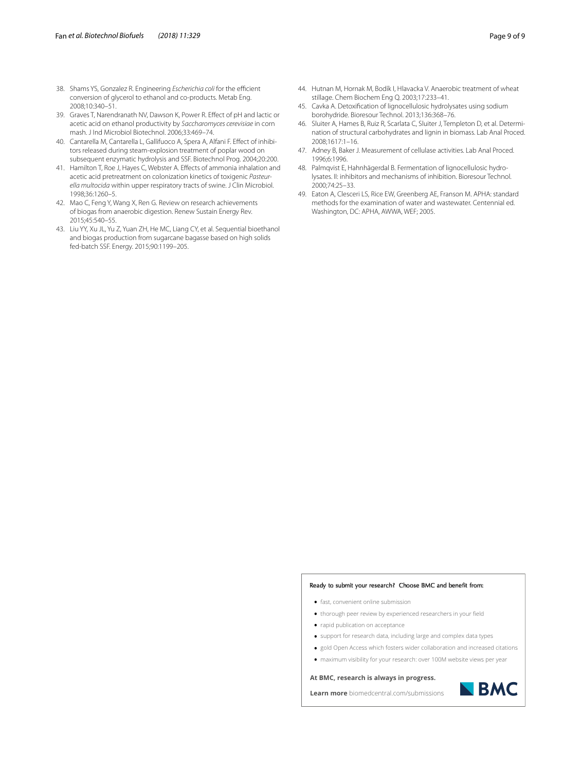38. Shams YS, Gonzalez R. Engineering *Escherichia coli* for the efficient conversion of glycerol to ethanol and co-products. Metab Eng. 2008;10:340–51.
39. Graves T, Narendranath NV, Dawson K, Power R. Effect of pH and lactic or acetic acid on ethanol productivity by *Saccharomyces cerevisiae* in corn mash. J Ind Microbiol Biotechnol. 2006;33:469–74.
40. Cantarella M, Cantarella L, Gallifuoco A, Spera A, Alfani F. Effect of inhibitors released during steam-explosion treatment of poplar wood on subsequent enzymatic hydrolysis and SSF. Biotechnol Prog. 2004;20:200.
41. Hamilton T, Roe J, Hayes C, Webster A. Effects of ammonia inhalation and acetic acid pretreatment on colonization kinetics of toxigenic *Pasteurella multocida* within upper respiratory tracts of swine. J Clin Microbiol. 1998;36:1260–5.
42. Mao C, Feng Y, Wang X, Ren G. Review on research achievements of biogas from anaerobic digestion. Renew Sustain Energy Rev. 2015;45:540–55.
43. Liu YY, Xu JL, Yu Z, Yuan ZH, He MC, Liang CY, et al. Sequential bioethanol and biogas production from sugarcane bagasse based on high solids fed-batch SSF. Energy. 2015;90:1199–205.
44. Hutnan M, Hornak M, Bodík I, Hlavacka V. Anaerobic treatment of wheat stillage. Chem Biochem Eng Q. 2003;17:233–41.
45. Cavka A. Detoxification of lignocellulosic hydrolysates using sodium borohydride. Bioresour Technol. 2013;136:368–76.
46. Sluiter A, Hames B, Ruiz R, Scarlata C, Sluiter J, Templeton D, et al. Determination of structural carbohydrates and lignin in biomass. Lab Anal Proced. 2008;1617:1–16.
47. Adney B, Baker J. Measurement of cellulase activities. Lab Anal Proced. 1996;6:1996.
48. Palmqvist E, Hahnhägerdal B. Fermentation of lignocellulosic hydrolysates. II: inhibitors and mechanisms of inhibition. Bioresour Technol. 2000;74:25–33.
49. Eaton A, Clesceri LS, Rice EW, Greenberg AE, Franson M. APHA: standard methods for the examination of water and wastewater. Centennial ed. Washington, DC: APHA, AWWA, WEF; 2005.

Ready to submit your research? Choose BMC and benefit from:

- fast, convenient online submission
- thorough peer review by experienced researchers in your field
- rapid publication on acceptance
- support for research data, including large and complex data types
- gold Open Access which fosters wider collaboration and increased citations
- maximum visibility for your research: over 100M website views per year

**At BMC, research is always in progress.**

**Learn more** biomedcentral.com/submissions

BMC